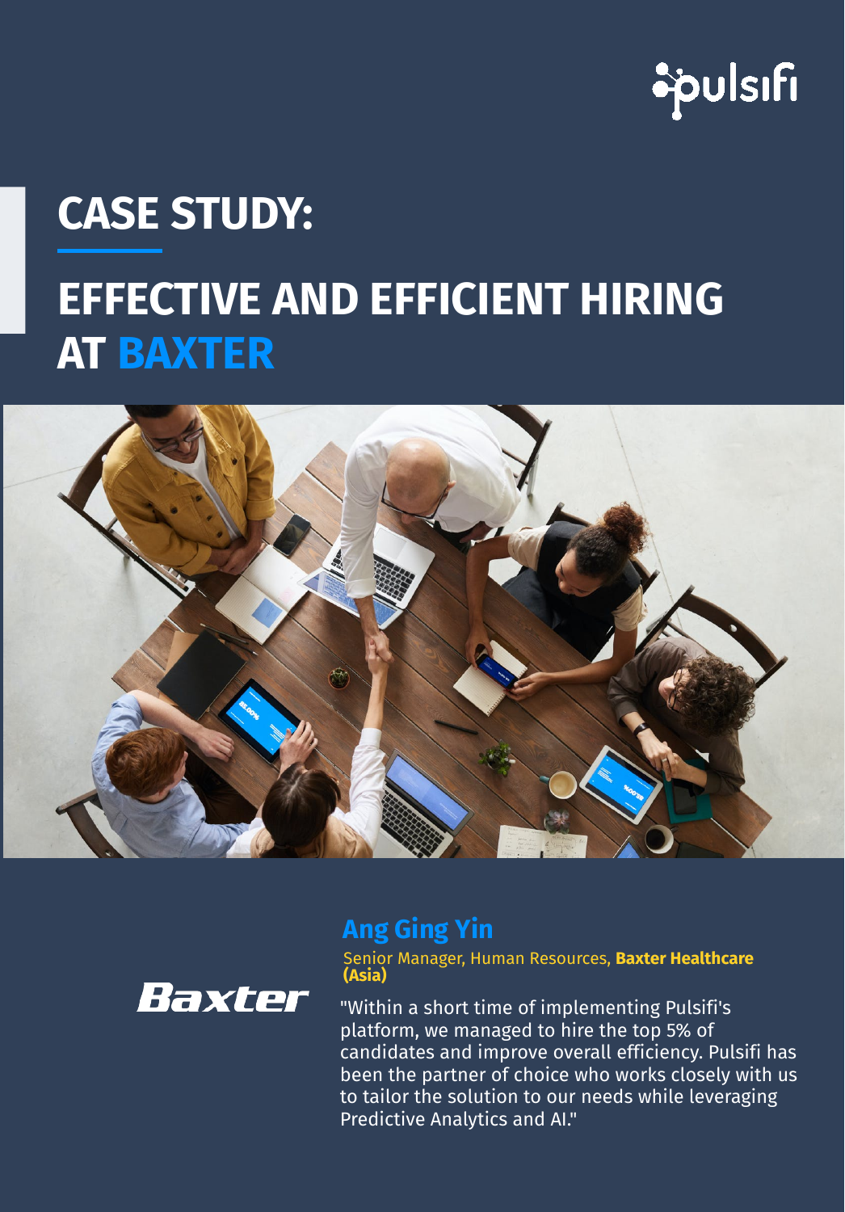pulsifi

# CASE STUDY:

# EFFECTIVE AND EFFICIENT HIRING AT BAXTER

Baxter

**Ang Ging Yin**

Senior Manager, Human Resources, **Baxter Healthcare (Asia)**

"Within a short time of implementing Pulsifi's platform, we managed to hire the top 5% of candidates and improve overall efficiency. Pulsifi has been the partner of choice who works closely with us to tailor the solution to our needs while leveraging Predictive Analytics and AI."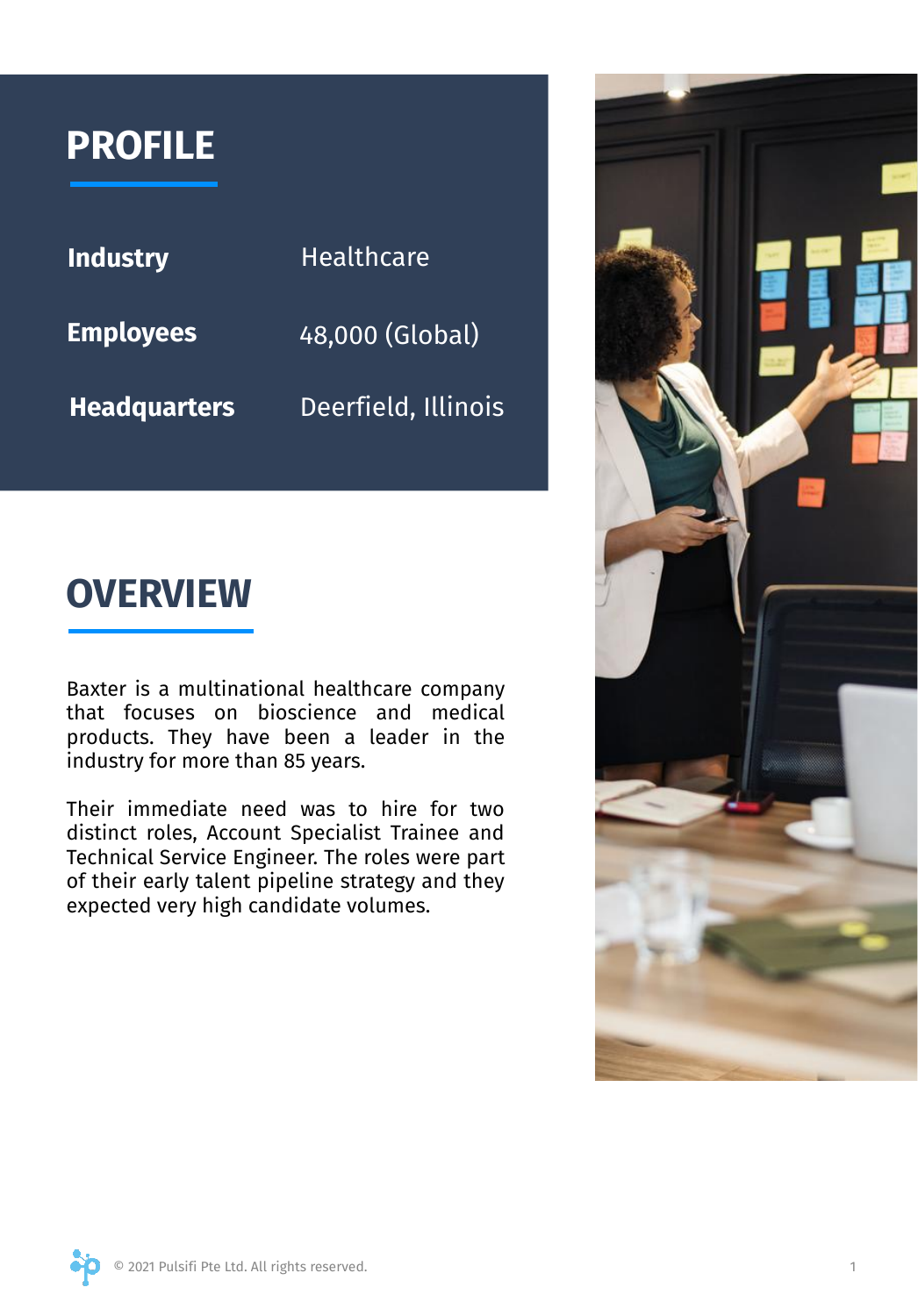## PROFILE

| | |
|---|---|
| **Industry** | Healthcare |
| **Employees** | 48,000 (Global) |
| **Headquarters** | Deerfield, Illinois |

## OVERVIEW

Baxter is a multinational healthcare company that focuses on bioscience and medical products. They have been a leader in the industry for more than 85 years.

Their immediate need was to hire for two distinct roles, Account Specialist Trainee and Technical Service Engineer. The roles were part of their early talent pipeline strategy and they expected very high candidate volumes.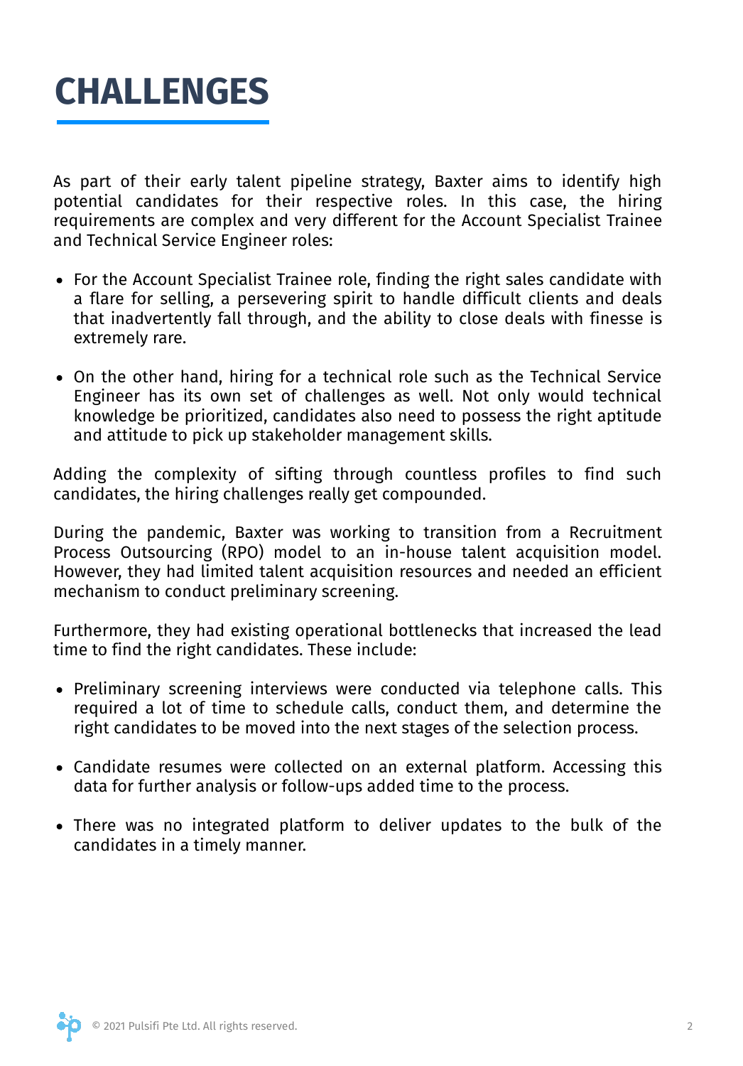# CHALLENGES

As part of their early talent pipeline strategy, Baxter aims to identify high potential candidates for their respective roles. In this case, the hiring requirements are complex and very different for the Account Specialist Trainee and Technical Service Engineer roles:

- For the Account Specialist Trainee role, finding the right sales candidate with a flare for selling, a persevering spirit to handle difficult clients and deals that inadvertently fall through, and the ability to close deals with finesse is extremely rare.
- On the other hand, hiring for a technical role such as the Technical Service Engineer has its own set of challenges as well. Not only would technical knowledge be prioritized, candidates also need to possess the right aptitude and attitude to pick up stakeholder management skills.

Adding the complexity of sifting through countless profiles to find such candidates, the hiring challenges really get compounded.

During the pandemic, Baxter was working to transition from a Recruitment Process Outsourcing (RPO) model to an in-house talent acquisition model. However, they had limited talent acquisition resources and needed an efficient mechanism to conduct preliminary screening.

Furthermore, they had existing operational bottlenecks that increased the lead time to find the right candidates. These include:

- Preliminary screening interviews were conducted via telephone calls. This required a lot of time to schedule calls, conduct them, and determine the right candidates to be moved into the next stages of the selection process.
- Candidate resumes were collected on an external platform. Accessing this data for further analysis or follow-ups added time to the process.
- There was no integrated platform to deliver updates to the bulk of the candidates in a timely manner.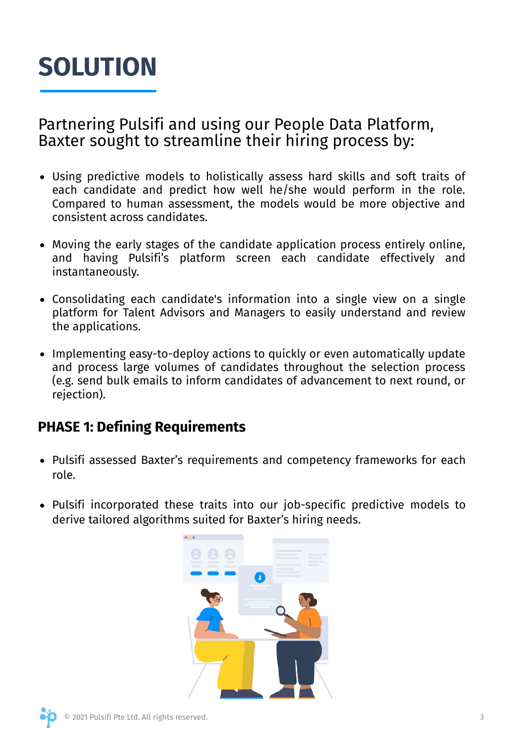# SOLUTION

## Partnering Pulsifi and using our People Data Platform, Baxter sought to streamline their hiring process by:

- Using predictive models to holistically assess hard skills and soft traits of each candidate and predict how well he/she would perform in the role. Compared to human assessment, the models would be more objective and consistent across candidates.
- Moving the early stages of the candidate application process entirely online, and having Pulsifi's platform screen each candidate effectively and instantaneously.
- Consolidating each candidate's information into a single view on a single platform for Talent Advisors and Managers to easily understand and review the applications.
- Implementing easy-to-deploy actions to quickly or even automatically update and process large volumes of candidates throughout the selection process (e.g. send bulk emails to inform candidates of advancement to next round, or rejection).

### PHASE 1: Defining Requirements

- Pulsifi assessed Baxter's requirements and competency frameworks for each role.
- Pulsifi incorporated these traits into our job-specific predictive models to derive tailored algorithms suited for Baxter's hiring needs.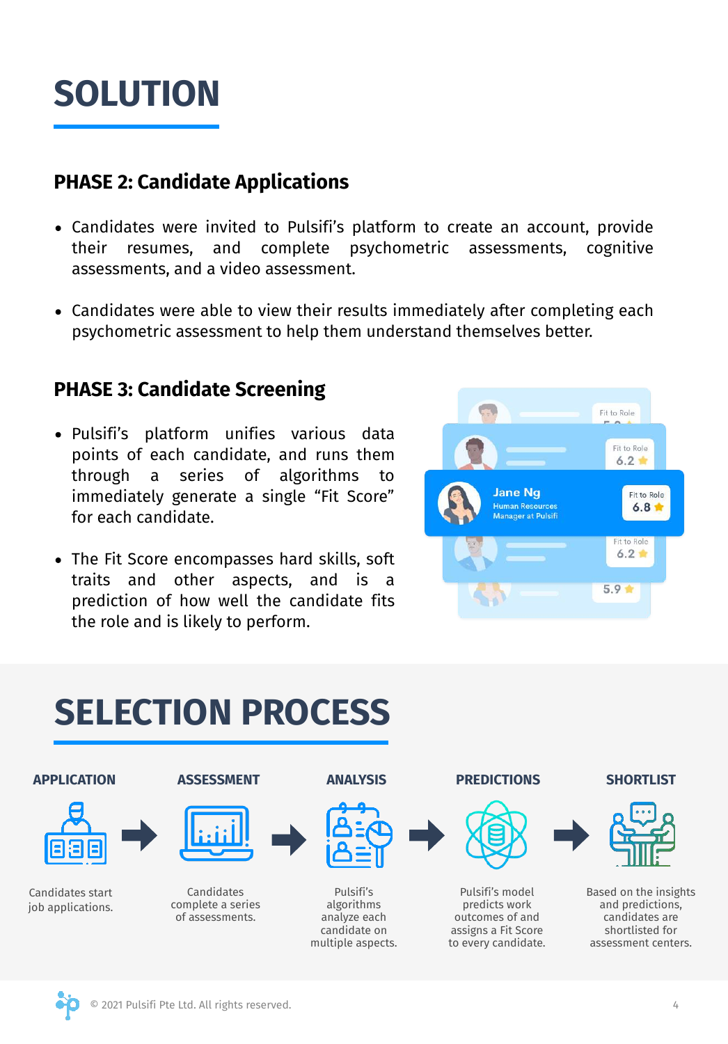# SOLUTION

### PHASE 2: Candidate Applications

- Candidates were invited to Pulsifi's platform to create an account, provide their resumes, and complete psychometric assessments, cognitive assessments, and a video assessment.
- Candidates were able to view their results immediately after completing each psychometric assessment to help them understand themselves better.

### PHASE 3: Candidate Screening

- Pulsifi's platform unifies various data points of each candidate, and runs them through a series of algorithms to immediately generate a single "Fit Score" for each candidate.
- The Fit Score encompasses hard skills, soft traits and other aspects, and is a prediction of how well the candidate fits the role and is likely to perform.

# SELECTION PROCESS

**APPLICATION**

Candidates start job applications.

**ASSESSMENT**

Candidates complete a series of assessments.

**ANALYSIS**

Pulsifi's algorithms analyze each candidate on multiple aspects.

**PREDICTIONS**

Pulsifi's model predicts work outcomes of and assigns a Fit Score to every candidate.

**SHORTLIST**

Based on the insights and predictions, candidates are shortlisted for assessment centers.

© 2021 Pulsifi Pte Ltd. All rights reserved.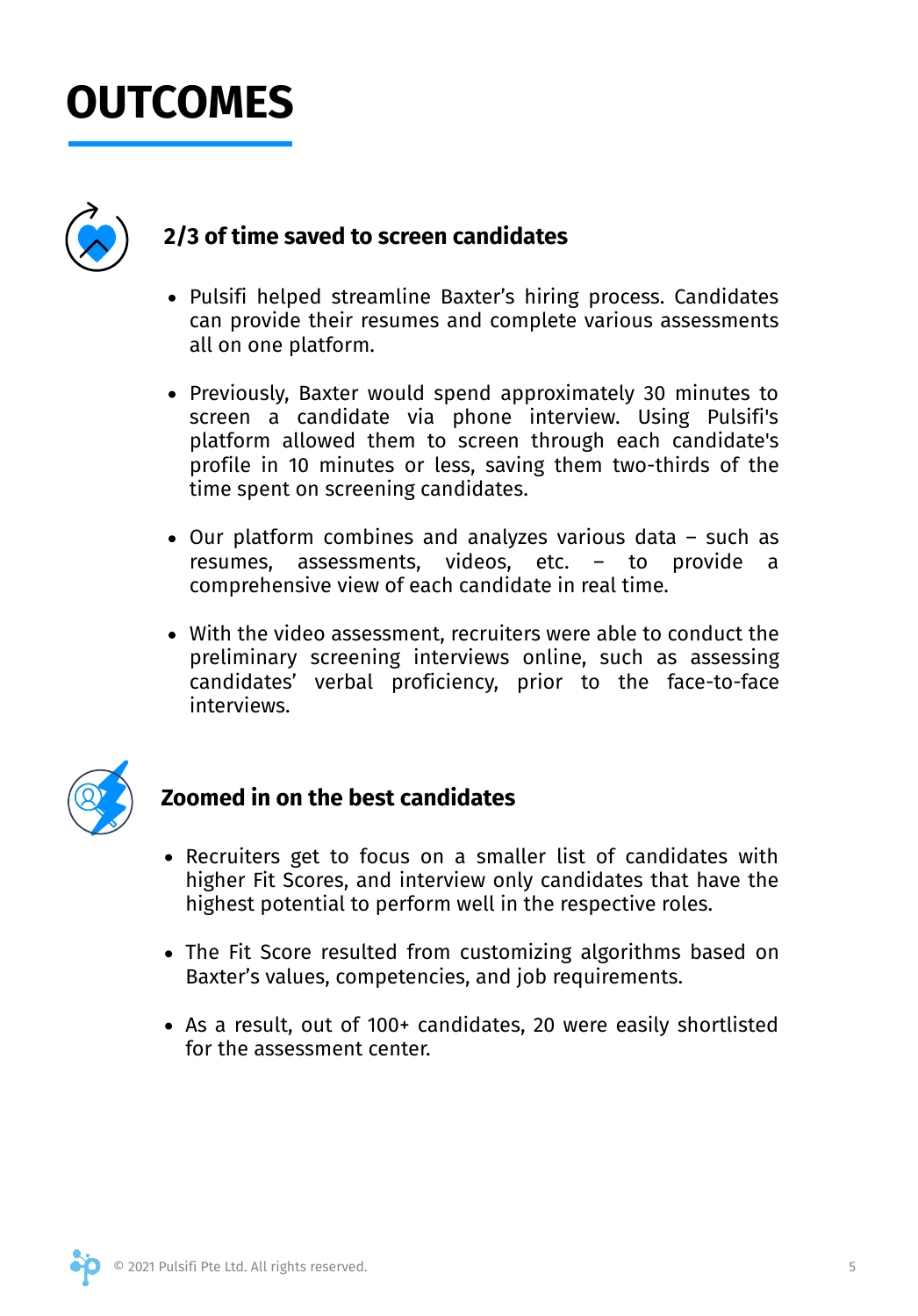# OUTCOMES

## 2/3 of time saved to screen candidates

- Pulsifi helped streamline Baxter's hiring process. Candidates can provide their resumes and complete various assessments all on one platform.
- Previously, Baxter would spend approximately 30 minutes to screen a candidate via phone interview. Using Pulsifi's platform allowed them to screen through each candidate's profile in 10 minutes or less, saving them two-thirds of the time spent on screening candidates.
- Our platform combines and analyzes various data – such as resumes, assessments, videos, etc. – to provide a comprehensive view of each candidate in real time.
- With the video assessment, recruiters were able to conduct the preliminary screening interviews online, such as assessing candidates' verbal proficiency, prior to the face-to-face interviews.

## Zoomed in on the best candidates

- Recruiters get to focus on a smaller list of candidates with higher Fit Scores, and interview only candidates that have the highest potential to perform well in the respective roles.
- The Fit Score resulted from customizing algorithms based on Baxter's values, competencies, and job requirements.
- As a result, out of 100+ candidates, 20 were easily shortlisted for the assessment center.

© 2021 Pulsifi Pte Ltd. All rights reserved.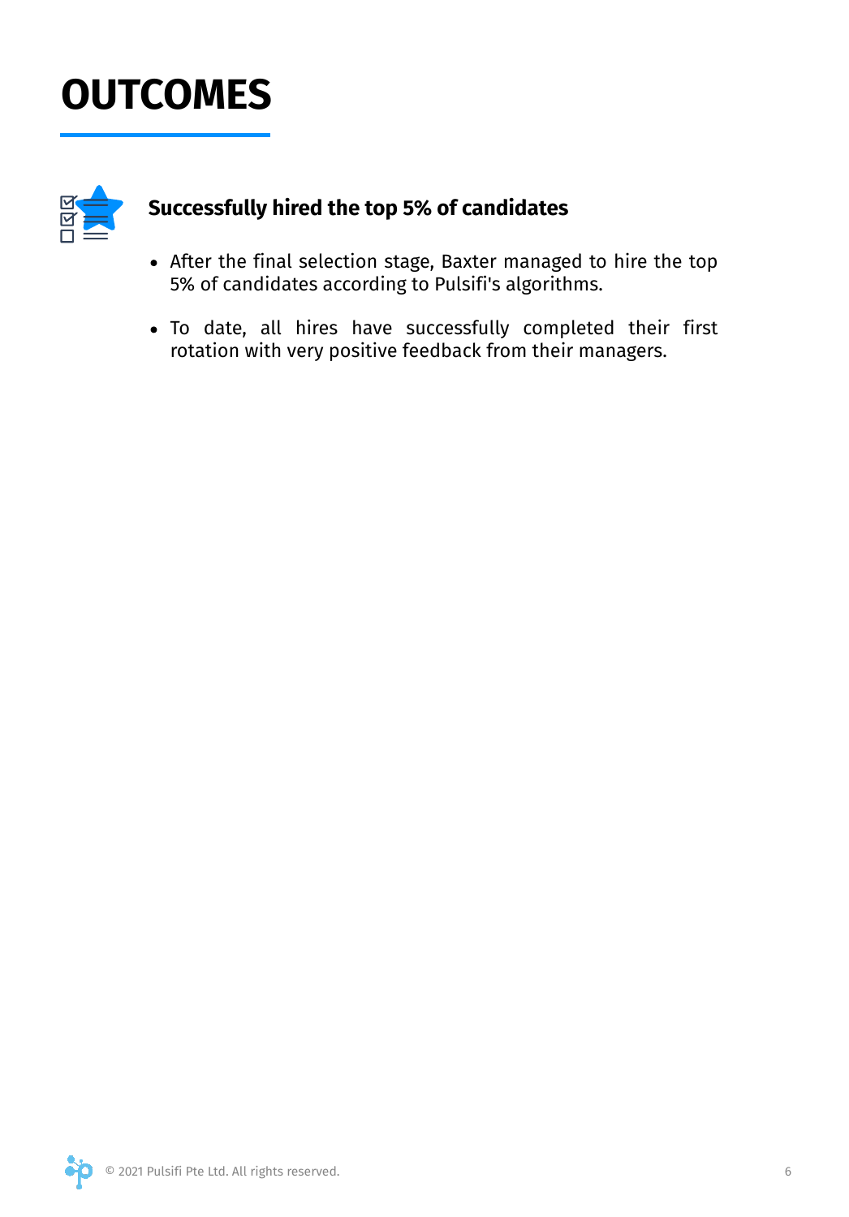# OUTCOMES

### Successfully hired the top 5% of candidates

- After the final selection stage, Baxter managed to hire the top 5% of candidates according to Pulsifi's algorithms.
- To date, all hires have successfully completed their first rotation with very positive feedback from their managers.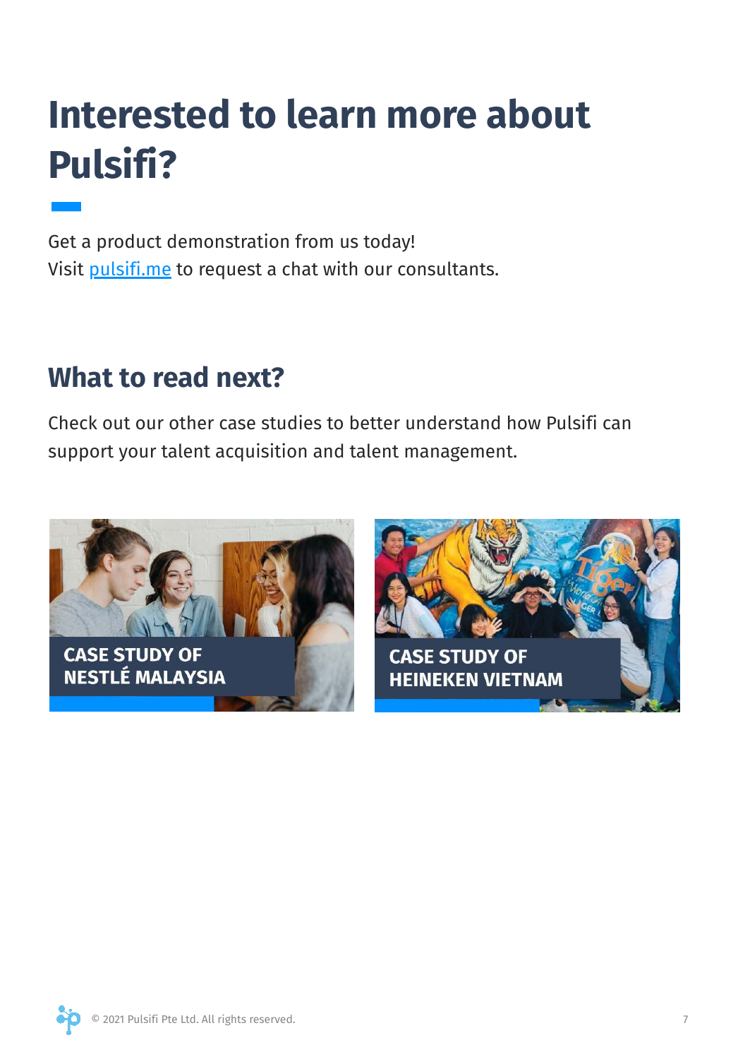# Interested to learn more about Pulsifi?

Get a product demonstration from us today!
Visit pulsifi.me to request a chat with our consultants.

## What to read next?

Check out our other case studies to better understand how Pulsifi can support your talent acquisition and talent management.

CASE STUDY OF NESTLÉ MALAYSIA

CASE STUDY OF HEINEKEN VIETNAM

© 2021 Pulsifi Pte Ltd. All rights reserved.